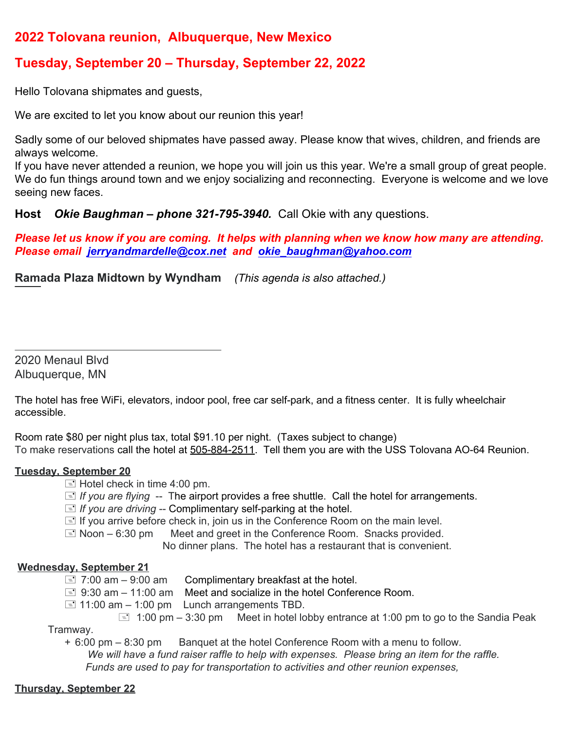# 2022 Tolovana reunion, Albuquerque, New Mexico

## Tuesday, September 20 – Thursday, September 22, 2022

Hello Tolovana shipmates and guests,

We are excited to let you know about our reunion this year!

Sadly some of our beloved shipmates have passed away. Please know that wives, children, and friends are always welcome.
If you have never attended a reunion, we hope you will join us this year. We're a small group of great people. We do fun things around town and we enjoy socializing and reconnecting. Everyone is welcome and we love seeing new faces.

**Host** ***Okie Baughman – phone 321-795-3940.*** Call Okie with any questions.

***Please let us know if you are coming. It helps with planning when we know how many are attending. Please email jerryandmardelle@cox.net and okie_baughman@yahoo.com***

**Ramada Plaza Midtown by Wyndham** *(This agenda is also attached.)*

---

2020 Menaul Blvd
Albuquerque, MN

The hotel has free WiFi, elevators, indoor pool, free car self-park, and a fitness center. It is fully wheelchair accessible.

Room rate $80 per night plus tax, total $91.10 per night. (Taxes subject to change)
To make reservations call the hotel at 505-884-2511. Tell them you are with the USS Tolovana AO-64 Reunion.

**Tuesday, September 20**

- Hotel check in time 4:00 pm.
- *If you are flying* -- The airport provides a free shuttle. Call the hotel for arrangements.
- *If you are driving* -- Complimentary self-parking at the hotel.
- If you arrive before check in, join us in the Conference Room on the main level.
- Noon – 6:30 pm Meet and greet in the Conference Room. Snacks provided.
  No dinner plans. The hotel has a restaurant that is convenient.

**Wednesday, September 21**

- 7:00 am – 9:00 am Complimentary breakfast at the hotel.
- 9:30 am – 11:00 am Meet and socialize in the hotel Conference Room.
- 11:00 am – 1:00 pm Lunch arrangements TBD.
- 1:00 pm – 3:30 pm Meet in hotel lobby entrance at 1:00 pm to go to the Sandia Peak Tramway.
- + 6:00 pm – 8:30 pm Banquet at the hotel Conference Room with a menu to follow.
  *We will have a fund raiser raffle to help with expenses. Please bring an item for the raffle. Funds are used to pay for transportation to activities and other reunion expenses,*

**Thursday, September 22**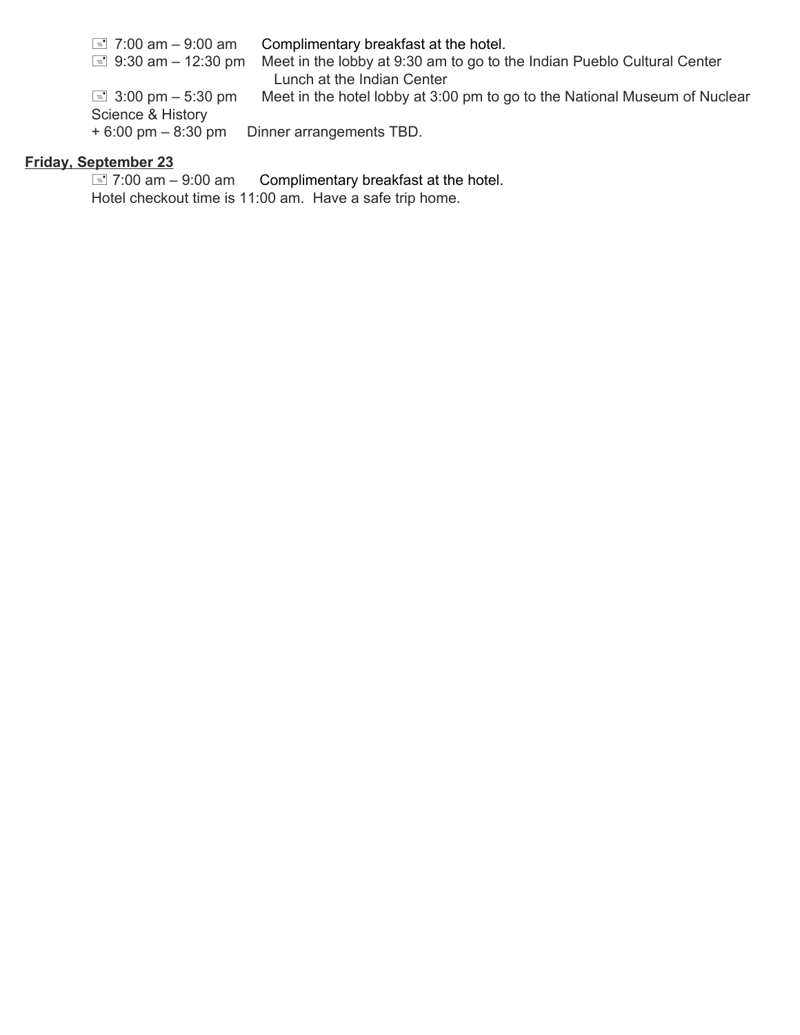- 7:00 am – 9:00 am  Complimentary breakfast at the hotel.
- 9:30 am – 12:30 pm  Meet in the lobby at 9:30 am to go to the Indian Pueblo Cultural Center
  Lunch at the Indian Center
- 3:00 pm – 5:30 pm  Meet in the hotel lobby at 3:00 pm to go to the National Museum of Nuclear Science & History
- + 6:00 pm – 8:30 pm  Dinner arrangements TBD.

**Friday, September 23**

- 7:00 am – 9:00 am  Complimentary breakfast at the hotel.

Hotel checkout time is 11:00 am. Have a safe trip home.